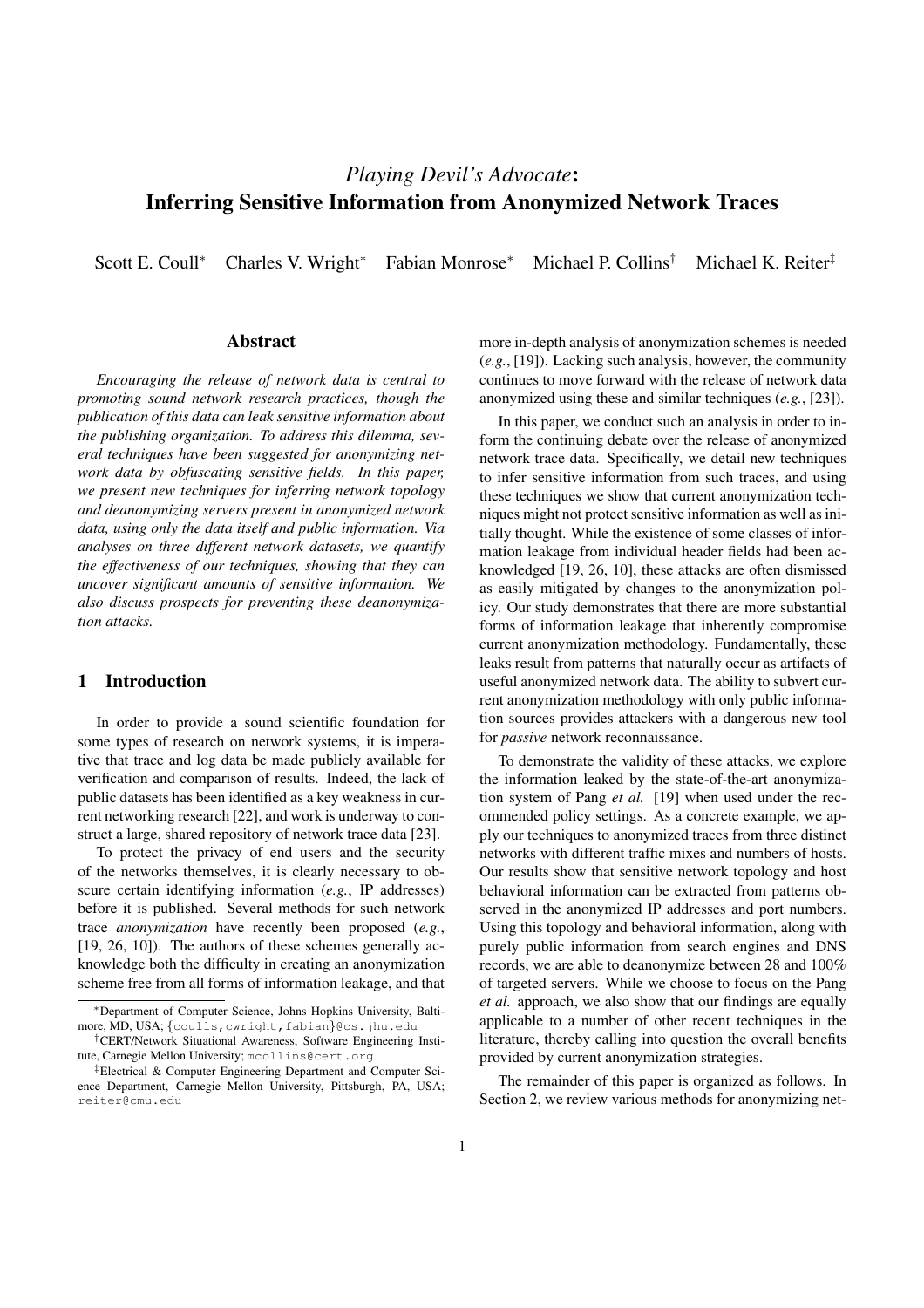# *Playing Devil's Advocate*: Inferring Sensitive Information from Anonymized Network Traces

Scott E. Coull[*] Charles V. Wright[*] Fabian Monrose[*] Michael P. Collins[†] Michael K. Reiter[‡]

## Abstract

*Encouraging the release of network data is central to promoting sound network research practices, though the publication of this data can leak sensitive information about the publishing organization. To address this dilemma, several techniques have been suggested for anonymizing network data by obfuscating sensitive fields. In this paper, we present new techniques for inferring network topology and deanonymizing servers present in anonymized network data, using only the data itself and public information. Via analyses on three different network datasets, we quantify the effectiveness of our techniques, showing that they can uncover significant amounts of sensitive information. We also discuss prospects for preventing these deanonymization attacks.*

## 1 Introduction

In order to provide a sound scientific foundation for some types of research on network systems, it is imperative that trace and log data be made publicly available for verification and comparison of results. Indeed, the lack of public datasets has been identified as a key weakness in current networking research [22], and work is underway to construct a large, shared repository of network trace data [23].

To protect the privacy of end users and the security of the networks themselves, it is clearly necessary to obscure certain identifying information (*e.g.*, IP addresses) before it is published. Several methods for such network trace *anonymization* have recently been proposed (*e.g.*, [19, 26, 10]). The authors of these schemes generally acknowledge both the difficulty in creating an anonymization scheme free from all forms of information leakage, and that more in-depth analysis of anonymization schemes is needed (*e.g.*, [19]). Lacking such analysis, however, the community continues to move forward with the release of network data anonymized using these and similar techniques (*e.g.*, [23]).

In this paper, we conduct such an analysis in order to inform the continuing debate over the release of anonymized network trace data. Specifically, we detail new techniques to infer sensitive information from such traces, and using these techniques we show that current anonymization techniques might not protect sensitive information as well as initially thought. While the existence of some classes of information leakage from individual header fields had been acknowledged [19, 26, 10], these attacks are often dismissed as easily mitigated by changes to the anonymization policy. Our study demonstrates that there are more substantial forms of information leakage that inherently compromise current anonymization methodology. Fundamentally, these leaks result from patterns that naturally occur as artifacts of useful anonymized network data. The ability to subvert current anonymization methodology with only public information sources provides attackers with a dangerous new tool for *passive* network reconnaissance.

To demonstrate the validity of these attacks, we explore the information leaked by the state-of-the-art anonymization system of Pang *et al.* [19] when used under the recommended policy settings. As a concrete example, we apply our techniques to anonymized traces from three distinct networks with different traffic mixes and numbers of hosts. Our results show that sensitive network topology and host behavioral information can be extracted from patterns observed in the anonymized IP addresses and port numbers. Using this topology and behavioral information, along with purely public information from search engines and DNS records, we are able to deanonymize between 28 and 100% of targeted servers. While we choose to focus on the Pang *et al.* approach, we also show that our findings are equally applicable to a number of other recent techniques in the literature, thereby calling into question the overall benefits provided by current anonymization strategies.

The remainder of this paper is organized as follows. In Section 2, we review various methods for anonymizing net-

---

[*] Department of Computer Science, Johns Hopkins University, Baltimore, MD, USA; {coulls,cwright,fabian}@cs.jhu.edu

[†] CERT/Network Situational Awareness, Software Engineering Institute, Carnegie Mellon University; mcollins@cert.org

[‡] Electrical & Computer Engineering Department and Computer Science Department, Carnegie Mellon University, Pittsburgh, PA, USA; reiter@cmu.edu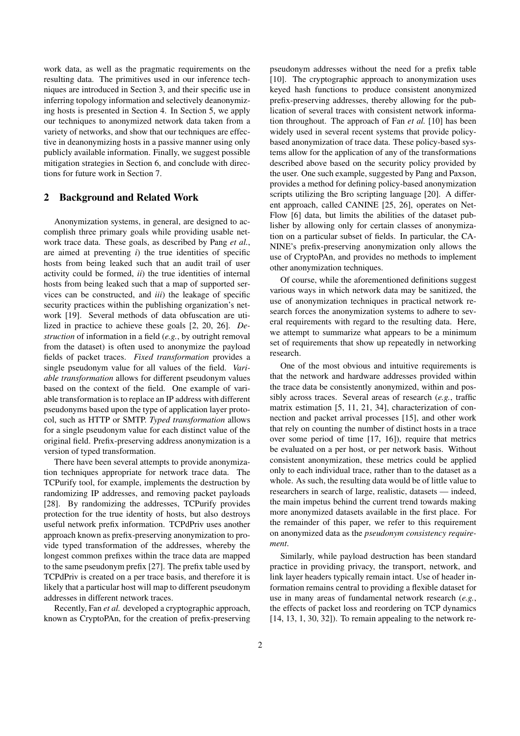work data, as well as the pragmatic requirements on the resulting data. The primitives used in our inference techniques are introduced in Section 3, and their specific use in inferring topology information and selectively deanonymizing hosts is presented in Section 4. In Section 5, we apply our techniques to anonymized network data taken from a variety of networks, and show that our techniques are effective in deanonymizing hosts in a passive manner using only publicly available information. Finally, we suggest possible mitigation strategies in Section 6, and conclude with directions for future work in Section 7.

## 2 Background and Related Work

Anonymization systems, in general, are designed to accomplish three primary goals while providing usable network trace data. These goals, as described by Pang *et al.*, are aimed at preventing *i*) the true identities of specific hosts from being leaked such that an audit trail of user activity could be formed, *ii*) the true identities of internal hosts from being leaked such that a map of supported services can be constructed, and *iii*) the leakage of specific security practices within the publishing organization's network [19]. Several methods of data obfuscation are utilized in practice to achieve these goals [2, 20, 26]. *Destruction* of information in a field (*e.g.*, by outright removal from the dataset) is often used to anonymize the payload fields of packet traces. *Fixed transformation* provides a single pseudonym value for all values of the field. *Variable transformation* allows for different pseudonym values based on the context of the field. One example of variable transformation is to replace an IP address with different pseudonyms based upon the type of application layer protocol, such as HTTP or SMTP. *Typed transformation* allows for a single pseudonym value for each distinct value of the original field. Prefix-preserving address anonymization is a version of typed transformation.

There have been several attempts to provide anonymization techniques appropriate for network trace data. The TCPurify tool, for example, implements the destruction by randomizing IP addresses, and removing packet payloads [28]. By randomizing the addresses, TCPurify provides protection for the true identity of hosts, but also destroys useful network prefix information. TCPdPriv uses another approach known as prefix-preserving anonymization to provide typed transformation of the addresses, whereby the longest common prefixes within the trace data are mapped to the same pseudonym prefix [27]. The prefix table used by TCPdPriv is created on a per trace basis, and therefore it is likely that a particular host will map to different pseudonym addresses in different network traces.

Recently, Fan *et al.* developed a cryptographic approach, known as CryptoPAn, for the creation of prefix-preserving pseudonym addresses without the need for a prefix table [10]. The cryptographic approach to anonymization uses keyed hash functions to produce consistent anonymized prefix-preserving addresses, thereby allowing for the publication of several traces with consistent network information throughout. The approach of Fan *et al.* [10] has been widely used in several recent systems that provide policy-based anonymization of trace data. These policy-based systems allow for the application of any of the transformations described above based on the security policy provided by the user. One such example, suggested by Pang and Paxson, provides a method for defining policy-based anonymization scripts utilizing the Bro scripting language [20]. A different approach, called CANINE [25, 26], operates on NetFlow [6] data, but limits the abilities of the dataset publisher by allowing only for certain classes of anonymization on a particular subset of fields. In particular, the CANINE's prefix-preserving anonymization only allows the use of CryptoPAn, and provides no methods to implement other anonymization techniques.

Of course, while the aforementioned definitions suggest various ways in which network data may be sanitized, the use of anonymization techniques in practical network research forces the anonymization systems to adhere to several requirements with regard to the resulting data. Here, we attempt to summarize what appears to be a minimum set of requirements that show up repeatedly in networking research.

One of the most obvious and intuitive requirements is that the network and hardware addresses provided within the trace data be consistently anonymized, within and possibly across traces. Several areas of research (*e.g.*, traffic matrix estimation [5, 11, 21, 34], characterization of connection and packet arrival processes [15], and other work that rely on counting the number of distinct hosts in a trace over some period of time [17, 16]), require that metrics be evaluated on a per host, or per network basis. Without consistent anonymization, these metrics could be applied only to each individual trace, rather than to the dataset as a whole. As such, the resulting data would be of little value to researchers in search of large, realistic, datasets — indeed, the main impetus behind the current trend towards making more anonymized datasets available in the first place. For the remainder of this paper, we refer to this requirement on anonymized data as the *pseudonym consistency requirement*.

Similarly, while payload destruction has been standard practice in providing privacy, the transport, network, and link layer headers typically remain intact. Use of header information remains central to providing a flexible dataset for use in many areas of fundamental network research (*e.g.*, the effects of packet loss and reordering on TCP dynamics [14, 13, 1, 30, 32]). To remain appealing to the network re-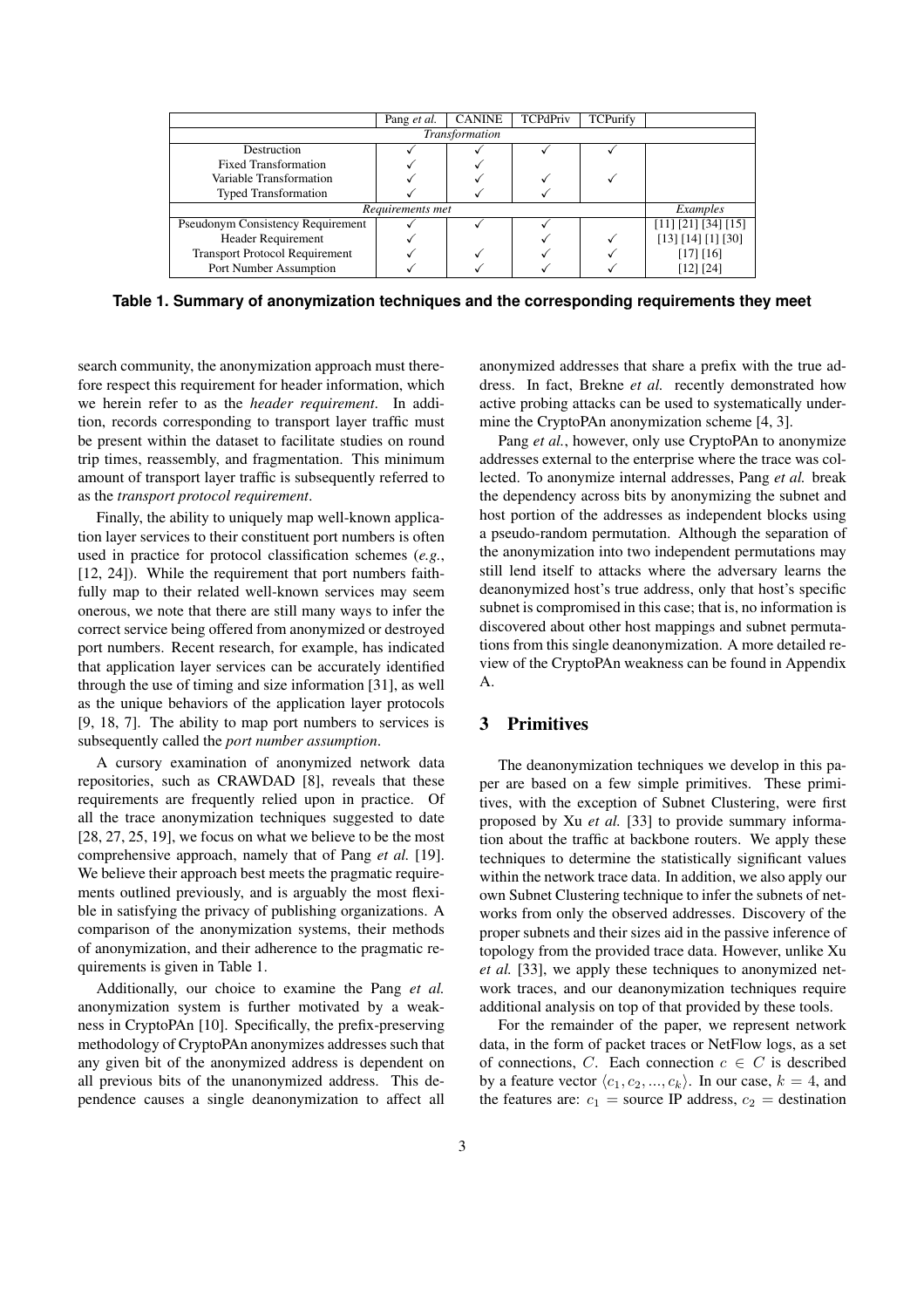| | Pang *et al.* | CANINE | TCPdPriv | TCPurify | |
|---|---|---|---|---|---|
| *Transformation* | | | | | |
| Destruction | ✓ | ✓ | ✓ | ✓ | |
| Fixed Transformation | ✓ | ✓ | | | |
| Variable Transformation | ✓ | ✓ | ✓ | ✓ | |
| Typed Transformation | ✓ | ✓ | ✓ | | |
| *Requirements met* | | | | | *Examples* |
| Pseudonym Consistency Requirement | ✓ | ✓ | ✓ | | [11] [21] [34] [15] |
| Header Requirement | ✓ | | ✓ | ✓ | [13] [14] [1] [30] |
| Transport Protocol Requirement | ✓ | ✓ | ✓ | ✓ | [17] [16] |
| Port Number Assumption | ✓ | ✓ | ✓ | ✓ | [12] [24] |

**Table 1. Summary of anonymization techniques and the corresponding requirements they meet**

search community, the anonymization approach must therefore respect this requirement for header information, which we herein refer to as the *header requirement*. In addition, records corresponding to transport layer traffic must be present within the dataset to facilitate studies on round trip times, reassembly, and fragmentation. This minimum amount of transport layer traffic is subsequently referred to as the *transport protocol requirement*.

Finally, the ability to uniquely map well-known application layer services to their constituent port numbers is often used in practice for protocol classification schemes (*e.g.*, [12, 24]). While the requirement that port numbers faithfully map to their related well-known services may seem onerous, we note that there are still many ways to infer the correct service being offered from anonymized or destroyed port numbers. Recent research, for example, has indicated that application layer services can be accurately identified through the use of timing and size information [31], as well as the unique behaviors of the application layer protocols [9, 18, 7]. The ability to map port numbers to services is subsequently called the *port number assumption*.

A cursory examination of anonymized network data repositories, such as CRAWDAD [8], reveals that these requirements are frequently relied upon in practice. Of all the trace anonymization techniques suggested to date [28, 27, 25, 19], we focus on what we believe to be the most comprehensive approach, namely that of Pang *et al.* [19]. We believe their approach best meets the pragmatic requirements outlined previously, and is arguably the most flexible in satisfying the privacy of publishing organizations. A comparison of the anonymization systems, their methods of anonymization, and their adherence to the pragmatic requirements is given in Table 1.

Additionally, our choice to examine the Pang *et al.* anonymization system is further motivated by a weakness in CryptoPAn [10]. Specifically, the prefix-preserving methodology of CryptoPAn anonymizes addresses such that any given bit of the anonymized address is dependent on all previous bits of the unanonymized address. This dependence causes a single deanonymization to affect all anonymized addresses that share a prefix with the true address. In fact, Brekne *et al.* recently demonstrated how active probing attacks can be used to systematically undermine the CryptoPAn anonymization scheme [4, 3].

Pang *et al.*, however, only use CryptoPAn to anonymize addresses external to the enterprise where the trace was collected. To anonymize internal addresses, Pang *et al.* break the dependency across bits by anonymizing the subnet and host portion of the addresses as independent blocks using a pseudo-random permutation. Although the separation of the anonymization into two independent permutations may still lend itself to attacks where the adversary learns the deanonymized host's true address, only that host's specific subnet is compromised in this case; that is, no information is discovered about other host mappings and subnet permutations from this single deanonymization. A more detailed review of the CryptoPAn weakness can be found in Appendix A.

## 3 Primitives

The deanonymization techniques we develop in this paper are based on a few simple primitives. These primitives, with the exception of Subnet Clustering, were first proposed by Xu *et al.* [33] to provide summary information about the traffic at backbone routers. We apply these techniques to determine the statistically significant values within the network trace data. In addition, we also apply our own Subnet Clustering technique to infer the subnets of networks from only the observed addresses. Discovery of the proper subnets and their sizes aid in the passive inference of topology from the provided trace data. However, unlike Xu *et al.* [33], we apply these techniques to anonymized network traces, and our deanonymization techniques require additional analysis on top of that provided by these tools.

For the remainder of the paper, we represent network data, in the form of packet traces or NetFlow logs, as a set of connections, $C$. Each connection $c \in C$ is described by a feature vector $\langle c_1, c_2, ..., c_k \rangle$. In our case, $k = 4$, and the features are: $c_1$ = source IP address, $c_2$ = destination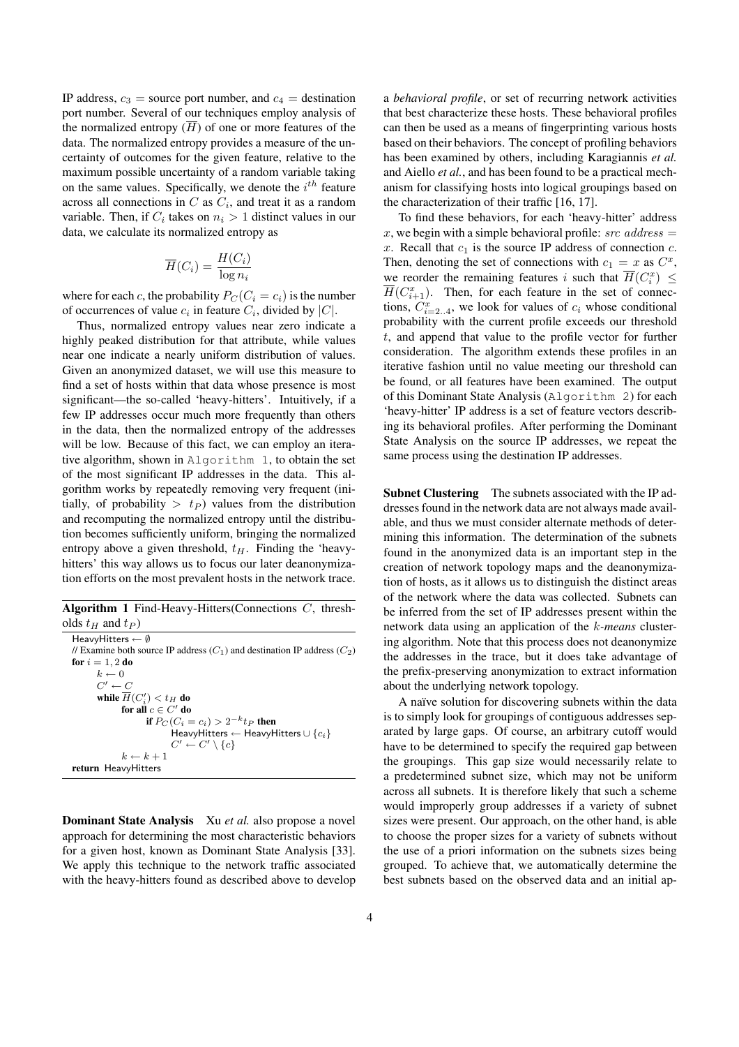IP address, $c_3$ = source port number, and $c_4$ = destination port number. Several of our techniques employ analysis of the normalized entropy ($\overline{H}$) of one or more features of the data. The normalized entropy provides a measure of the uncertainty of outcomes for the given feature, relative to the maximum possible uncertainty of a random variable taking on the same values. Specifically, we denote the $i^{th}$ feature across all connections in $C$ as $C_i$, and treat it as a random variable. Then, if $C_i$ takes on $n_i > 1$ distinct values in our data, we calculate its normalized entropy as

$$\overline{H}(C_i) = \frac{H(C_i)}{\log n_i}$$

where for each $c$, the probability $P_C(C_i = c_i)$ is the number of occurrences of value $c_i$ in feature $C_i$, divided by $|C|$.

Thus, normalized entropy values near zero indicate a highly peaked distribution for that attribute, while values near one indicate a nearly uniform distribution of values. Given an anonymized dataset, we will use this measure to find a set of hosts within that data whose presence is most significant—the so-called 'heavy-hitters'. Intuitively, if a few IP addresses occur much more frequently than others in the data, then the normalized entropy of the addresses will be low. Because of this fact, we can employ an iterative algorithm, shown in `Algorithm 1`, to obtain the set of the most significant IP addresses in the data. This algorithm works by repeatedly removing very frequent (initially, of probability $> t_P$) values from the distribution and recomputing the normalized entropy until the distribution becomes sufficiently uniform, bringing the normalized entropy above a given threshold, $t_H$. Finding the 'heavy-hitters' this way allows us to focus our later deanonymization efforts on the most prevalent hosts in the network trace.

**Algorithm 1** Find-Heavy-Hitters(Connections $C$, thresholds $t_H$ and $t_P$)

HeavyHitters $\leftarrow \emptyset$
// Examine both source IP address ($C_1$) and destination IP address ($C_2$)
**for** $i = 1, 2$ **do**
  $k \leftarrow 0$
  $C' \leftarrow C$
  **while** $\overline{H}(C'_i) < t_H$ **do**
    **for all** $c \in C'$ **do**
      **if** $P_C(C_i = c_i) > 2^{-k} t_P$ **then**
        HeavyHitters $\leftarrow$ HeavyHitters $\cup \{c_i\}$
        $C' \leftarrow C' \setminus \{c\}$
    $k \leftarrow k + 1$
**return** HeavyHitters

**Dominant State Analysis** Xu *et al.* also propose a novel approach for determining the most characteristic behaviors for a given host, known as Dominant State Analysis [33]. We apply this technique to the network traffic associated with the heavy-hitters found as described above to develop a *behavioral profile*, or set of recurring network activities that best characterize these hosts. These behavioral profiles can then be used as a means of fingerprinting various hosts based on their behaviors. The concept of profiling behaviors has been examined by others, including Karagiannis *et al.* and Aiello *et al.*, and has been found to be a practical mechanism for classifying hosts into logical groupings based on the characterization of their traffic [16, 17].

To find these behaviors, for each 'heavy-hitter' address $x$, we begin with a simple behavioral profile: $src\ address = x$. Recall that $c_1$ is the source IP address of connection $c$. Then, denoting the set of connections with $c_1 = x$ as $C^x$, we reorder the remaining features $i$ such that $\overline{H}(C^x_i) \leq \overline{H}(C^x_{i+1})$. Then, for each feature in the set of connections, $C^x_{i=2..4}$, we look for values of $c_i$ whose conditional probability with the current profile exceeds our threshold $t$, and append that value to the profile vector for further consideration. The algorithm extends these profiles in an iterative fashion until no value meeting our threshold can be found, or all features have been examined. The output of this Dominant State Analysis (`Algorithm 2`) for each 'heavy-hitter' IP address is a set of feature vectors describing its behavioral profiles. After performing the Dominant State Analysis on the source IP addresses, we repeat the same process using the destination IP addresses.

**Subnet Clustering** The subnets associated with the IP addresses found in the network data are not always made available, and thus we must consider alternate methods of determining this information. The determination of the subnets found in the anonymized data is an important step in the creation of network topology maps and the deanonymization of hosts, as it allows us to distinguish the distinct areas of the network where the data was collected. Subnets can be inferred from the set of IP addresses present within the network data using an application of the $k$-*means* clustering algorithm. Note that this process does not deanonymize the addresses in the trace, but it does take advantage of the prefix-preserving anonymization to extract information about the underlying network topology.

A naïve solution for discovering subnets within the data is to simply look for groupings of contiguous addresses separated by large gaps. Of course, an arbitrary cutoff would have to be determined to specify the required gap between the groupings. This gap size would necessarily relate to a predetermined subnet size, which may not be uniform across all subnets. It is therefore likely that such a scheme would improperly group addresses if a variety of subnet sizes were present. Our approach, on the other hand, is able to choose the proper sizes for a variety of subnets without the use of a priori information on the subnets sizes being grouped. To achieve that, we automatically determine the best subnets based on the observed data and an initial ap-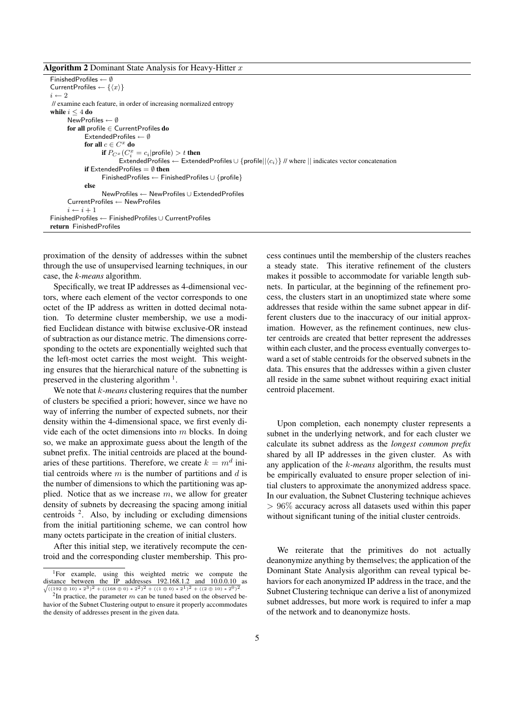**Algorithm 2** Dominant State Analysis for Heavy-Hitter $x$

```
FinishedProfiles ← ∅
CurrentProfiles ← {⟨x⟩}
i ← 2
// examine each feature, in order of increasing normalized entropy
while i ≤ 4 do
    NewProfiles ← ∅
    for all profile ∈ CurrentProfiles do
        ExtendedProfiles ← ∅
        for all c ∈ C^x do
            if P_{C^x}(C_i^x = c_i | profile) > t then
                ExtendedProfiles ← ExtendedProfiles ∪ {profile||⟨c_i⟩} // where || indicates vector concatenation
        if ExtendedProfiles = ∅ then
            FinishedProfiles ← FinishedProfiles ∪ {profile}
        else
            NewProfiles ← NewProfiles ∪ ExtendedProfiles
    CurrentProfiles ← NewProfiles
    i ← i + 1
FinishedProfiles ← FinishedProfiles ∪ CurrentProfiles
return FinishedProfiles
```

proximation of the density of addresses within the subnet through the use of unsupervised learning techniques, in our case, the *k-means* algorithm.

Specifically, we treat IP addresses as 4-dimensional vectors, where each element of the vector corresponds to one octet of the IP address as written in dotted decimal notation. To determine cluster membership, we use a modified Euclidean distance with bitwise exclusive-OR instead of subtraction as our distance metric. The dimensions corresponding to the octets are exponentially weighted such that the left-most octet carries the most weight. This weighting ensures that the hierarchical nature of the subnetting is preserved in the clustering algorithm [1].

We note that $k$*-means* clustering requires that the number of clusters be specified a priori; however, since we have no way of inferring the number of expected subnets, nor their density within the 4-dimensional space, we first evenly divide each of the octet dimensions into $m$ blocks. In doing so, we make an approximate guess about the length of the subnet prefix. The initial centroids are placed at the boundaries of these partitions. Therefore, we create $k = m^d$ initial centroids where $m$ is the number of partitions and $d$ is the number of dimensions to which the partitioning was applied. Notice that as we increase $m$, we allow for greater density of subnets by decreasing the spacing among initial centroids [2]. Also, by including or excluding dimensions from the initial partitioning scheme, we can control how many octets participate in the creation of initial clusters.

After this initial step, we iteratively recompute the centroid and the corresponding cluster membership. This process continues until the membership of the clusters reaches a steady state. This iterative refinement of the clusters makes it possible to accommodate for variable length subnets. In particular, at the beginning of the refinement process, the clusters start in an unoptimized state where some addresses that reside within the same subnet appear in different clusters due to the inaccuracy of our initial approximation. However, as the refinement continues, new cluster centroids are created that better represent the addresses within each cluster, and the process eventually converges toward a set of stable centroids for the observed subnets in the data. This ensures that the addresses within a given cluster all reside in the same subnet without requiring exact initial centroid placement.

Upon completion, each nonempty cluster represents a subnet in the underlying network, and for each cluster we calculate its subnet address as the *longest common prefix* shared by all IP addresses in the given cluster. As with any application of the $k$*-means* algorithm, the results must be empirically evaluated to ensure proper selection of initial clusters to approximate the anonymized address space. In our evaluation, the Subnet Clustering technique achieves $> 96\%$ accuracy across all datasets used within this paper without significant tuning of the initial cluster centroids.

We reiterate that the primitives do not actually deanonymize anything by themselves; the application of the Dominant State Analysis algorithm can reveal typical behaviors for each anonymized IP address in the trace, and the Subnet Clustering technique can derive a list of anonymized subnet addresses, but more work is required to infer a map of the network and to deanonymize hosts.

---

[1] For example, using this weighted metric we compute the distance between the IP addresses 192.168.1.2 and 10.0.0.10 as $\sqrt{((192 \oplus 10) * 2^3)^2 + ((168 \oplus 0) * 2^2)^2 + ((1 \oplus 0) * 2^1)^2 + ((2 \oplus 10) * 2^0)^2}$.

[2] In practice, the parameter $m$ can be tuned based on the observed behavior of the Subnet Clustering output to ensure it properly accommodates the density of addresses present in the given data.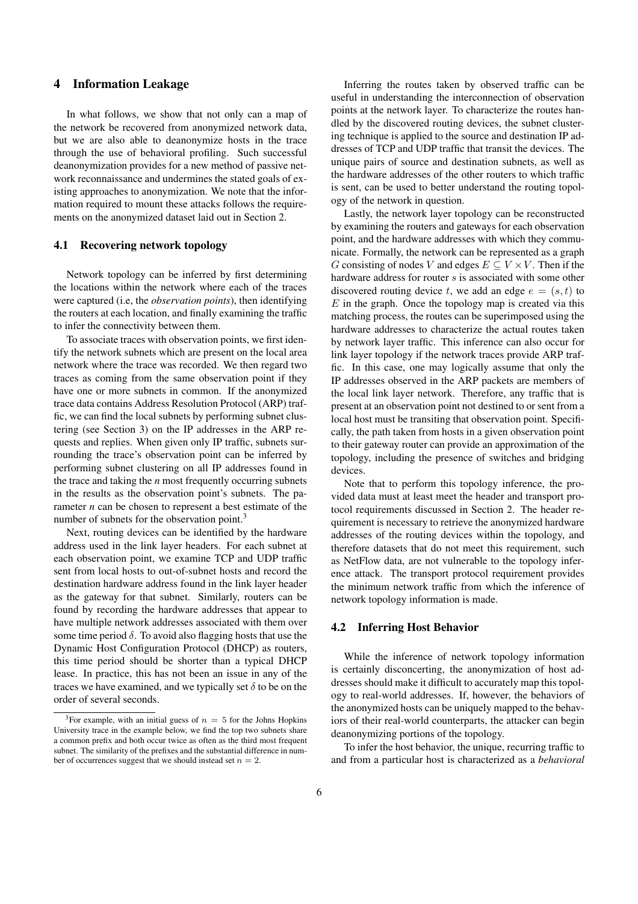## 4 Information Leakage

In what follows, we show that not only can a map of the network be recovered from anonymized network data, but we are also able to deanonymize hosts in the trace through the use of behavioral profiling. Such successful deanonymization provides for a new method of passive network reconnaissance and undermines the stated goals of existing approaches to anonymization. We note that the information required to mount these attacks follows the requirements on the anonymized dataset laid out in Section 2.

### 4.1 Recovering network topology

Network topology can be inferred by first determining the locations within the network where each of the traces were captured (i.e, the *observation points*), then identifying the routers at each location, and finally examining the traffic to infer the connectivity between them.

To associate traces with observation points, we first identify the network subnets which are present on the local area network where the trace was recorded. We then regard two traces as coming from the same observation point if they have one or more subnets in common. If the anonymized trace data contains Address Resolution Protocol (ARP) traffic, we can find the local subnets by performing subnet clustering (see Section 3) on the IP addresses in the ARP requests and replies. When given only IP traffic, subnets surrounding the trace's observation point can be inferred by performing subnet clustering on all IP addresses found in the trace and taking the *n* most frequently occurring subnets in the results as the observation point's subnets. The parameter *n* can be chosen to represent a best estimate of the number of subnets for the observation point.[3]

Next, routing devices can be identified by the hardware address used in the link layer headers. For each subnet at each observation point, we examine TCP and UDP traffic sent from local hosts to out-of-subnet hosts and record the destination hardware address found in the link layer header as the gateway for that subnet. Similarly, routers can be found by recording the hardware addresses that appear to have multiple network addresses associated with them over some time period $\delta$. To avoid also flagging hosts that use the Dynamic Host Configuration Protocol (DHCP) as routers, this time period should be shorter than a typical DHCP lease. In practice, this has not been an issue in any of the traces we have examined, and we typically set $\delta$ to be on the order of several seconds.

[3] For example, with an initial guess of $n = 5$ for the Johns Hopkins University trace in the example below, we find the top two subnets share a common prefix and both occur twice as often as the third most frequent subnet. The similarity of the prefixes and the substantial difference in number of occurrences suggest that we should instead set $n = 2$.

Inferring the routes taken by observed traffic can be useful in understanding the interconnection of observation points at the network layer. To characterize the routes handled by the discovered routing devices, the subnet clustering technique is applied to the source and destination IP addresses of TCP and UDP traffic that transit the devices. The unique pairs of source and destination subnets, as well as the hardware addresses of the other routers to which traffic is sent, can be used to better understand the routing topology of the network in question.

Lastly, the network layer topology can be reconstructed by examining the routers and gateways for each observation point, and the hardware addresses with which they communicate. Formally, the network can be represented as a graph $G$ consisting of nodes $V$ and edges $E \subseteq V \times V$. Then if the hardware address for router $s$ is associated with some other discovered routing device $t$, we add an edge $e = (s, t)$ to $E$ in the graph. Once the topology map is created via this matching process, the routes can be superimposed using the hardware addresses to characterize the actual routes taken by network layer traffic. This inference can also occur for link layer topology if the network traces provide ARP traffic. In this case, one may logically assume that only the IP addresses observed in the ARP packets are members of the local link layer network. Therefore, any traffic that is present at an observation point not destined to or sent from a local host must be transiting that observation point. Specifically, the path taken from hosts in a given observation point to their gateway router can provide an approximation of the topology, including the presence of switches and bridging devices.

Note that to perform this topology inference, the provided data must at least meet the header and transport protocol requirements discussed in Section 2. The header requirement is necessary to retrieve the anonymized hardware addresses of the routing devices within the topology, and therefore datasets that do not meet this requirement, such as NetFlow data, are not vulnerable to the topology inference attack. The transport protocol requirement provides the minimum network traffic from which the inference of network topology information is made.

### 4.2 Inferring Host Behavior

While the inference of network topology information is certainly disconcerting, the anonymization of host addresses should make it difficult to accurately map this topology to real-world addresses. If, however, the behaviors of the anonymized hosts can be uniquely mapped to the behaviors of their real-world counterparts, the attacker can begin deanonymizing portions of the topology.

To infer the host behavior, the unique, recurring traffic to and from a particular host is characterized as a *behavioral*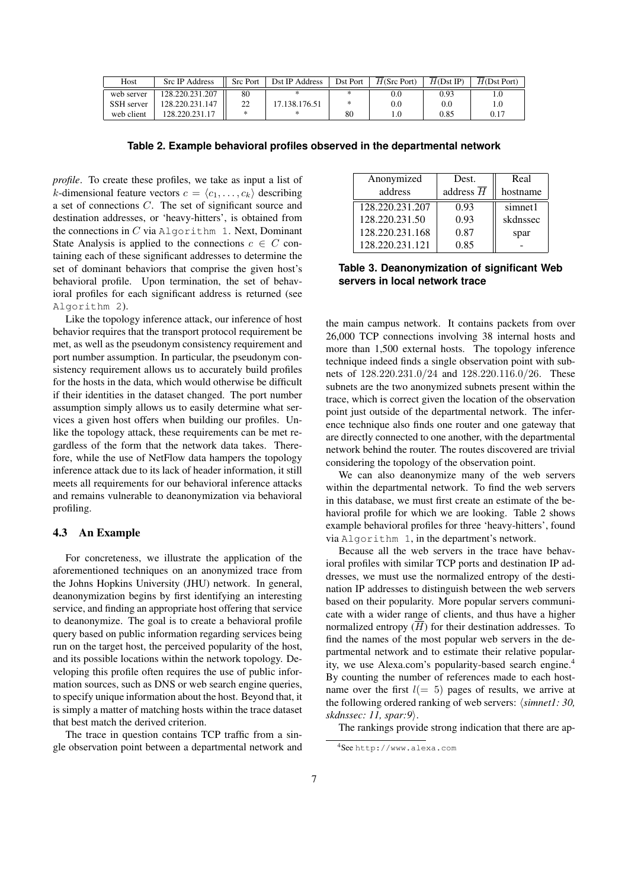| Host | Src IP Address | Src Port | Dst IP Address | Dst Port | $\overline{H}$(Src Port) | $\overline{H}$(Dst IP) | $\overline{H}$(Dst Port) |
|---|---|---|---|---|---|---|---|
| web server | 128.220.231.207 | 80 | * | * | 0.0 | 0.93 | 1.0 |
| SSH server | 128.220.231.147 | 22 | 17.138.176.51 | * | 0.0 | 0.0 | 1.0 |
| web client | 128.220.231.17 | * | * | 80 | 1.0 | 0.85 | 0.17 |

**Table 2. Example behavioral profiles observed in the departmental network**

*profile*. To create these profiles, we take as input a list of $k$-dimensional feature vectors $c = \langle c_1, \ldots, c_k \rangle$ describing a set of connections $C$. The set of significant source and destination addresses, or 'heavy-hitters', is obtained from the connections in $C$ via Algorithm 1. Next, Dominant State Analysis is applied to the connections $c \in C$ containing each of these significant addresses to determine the set of dominant behaviors that comprise the given host's behavioral profile. Upon termination, the set of behavioral profiles for each significant address is returned (see Algorithm 2).

Like the topology inference attack, our inference of host behavior requires that the transport protocol requirement be met, as well as the pseudonym consistency requirement and port number assumption. In particular, the pseudonym consistency requirement allows us to accurately build profiles for the hosts in the data, which would otherwise be difficult if their identities in the dataset changed. The port number assumption simply allows us to easily determine what services a given host offers when building our profiles. Unlike the topology attack, these requirements can be met regardless of the form that the network data takes. Therefore, while the use of NetFlow data hampers the topology inference attack due to its lack of header information, it still meets all requirements for our behavioral inference attacks and remains vulnerable to deanonymization via behavioral profiling.

### 4.3 An Example

For concreteness, we illustrate the application of the aforementioned techniques on an anonymized trace from the Johns Hopkins University (JHU) network. In general, deanonymization begins by first identifying an interesting service, and finding an appropriate host offering that service to deanonymize. The goal is to create a behavioral profile query based on public information regarding services being run on the target host, the perceived popularity of the host, and its possible locations within the network topology. Developing this profile often requires the use of public information sources, such as DNS or web search engine queries, to specify unique information about the host. Beyond that, it is simply a matter of matching hosts within the trace dataset that best match the derived criterion.

The trace in question contains TCP traffic from a single observation point between a departmental network and the main campus network. It contains packets from over 26,000 TCP connections involving 38 internal hosts and more than 1,500 external hosts. The topology inference technique indeed finds a single observation point with subnets of $128.220.231.0/24$ and $128.220.116.0/26$. These subnets are the two anonymized subnets present within the trace, which is correct given the location of the observation point just outside of the departmental network. The inference technique also finds one router and one gateway that are directly connected to one another, with the departmental network behind the router. The routes discovered are trivial considering the topology of the observation point.

| Anonymized address | Dest. address $\overline{H}$ | Real hostname |
|---|---|---|
| 128.220.231.207 | 0.93 | simnet1 |
| 128.220.231.50 | 0.93 | skdnssec |
| 128.220.231.168 | 0.87 | spar |
| 128.220.231.121 | 0.85 | - |

**Table 3. Deanonymization of significant Web servers in local network trace**

We can also deanonymize many of the web servers within the departmental network. To find the web servers in this database, we must first create an estimate of the behavioral profile for which we are looking. Table 2 shows example behavioral profiles for three 'heavy-hitters', found via Algorithm 1, in the department's network.

Because all the web servers in the trace have behavioral profiles with similar TCP ports and destination IP addresses, we must use the normalized entropy of the destination IP addresses to distinguish between the web servers based on their popularity. More popular servers communicate with a wider range of clients, and thus have a higher normalized entropy ($\overline{H}$) for their destination addresses. To find the names of the most popular web servers in the departmental network and to estimate their relative popularity, we use Alexa.com's popularity-based search engine.[4] By counting the number of references made to each hostname over the first $l (= 5)$ pages of results, we arrive at the following ordered ranking of web servers: $\langle$*simnet1: 30, skdnssec: 11, spar:9*$\rangle$.

The rankings provide strong indication that there are ap-

[4] See http://www.alexa.com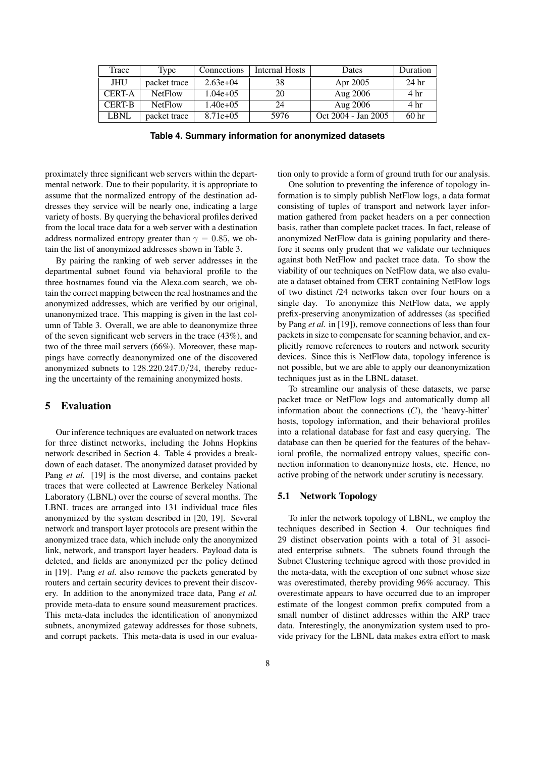| Trace | Type | Connections | Internal Hosts | Dates | Duration |
|---|---|---|---|---|---|
| JHU | packet trace | 2.63e+04 | 38 | Apr 2005 | 24 hr |
| CERT-A | NetFlow | 1.04e+05 | 20 | Aug 2006 | 4 hr |
| CERT-B | NetFlow | 1.40e+05 | 24 | Aug 2006 | 4 hr |
| LBNL | packet trace | 8.71e+05 | 5976 | Oct 2004 - Jan 2005 | 60 hr |

**Table 4. Summary information for anonymized datasets**

proximately three significant web servers within the departmental network. Due to their popularity, it is appropriate to assume that the normalized entropy of the destination addresses they service will be nearly one, indicating a large variety of hosts. By querying the behavioral profiles derived from the local trace data for a web server with a destination address normalized entropy greater than $\gamma = 0.85$, we obtain the list of anonymized addresses shown in Table 3.

By pairing the ranking of web server addresses in the departmental subnet found via behavioral profile to the three hostnames found via the Alexa.com search, we obtain the correct mapping between the real hostnames and the anonymized addresses, which are verified by our original, unanonymized trace. This mapping is given in the last column of Table 3. Overall, we are able to deanonymize three of the seven significant web servers in the trace (43%), and two of the three mail servers (66%). Moreover, these mappings have correctly deanonymized one of the discovered anonymized subnets to $128.220.247.0/24$, thereby reducing the uncertainty of the remaining anonymized hosts.

## 5 Evaluation

Our inference techniques are evaluated on network traces for three distinct networks, including the Johns Hopkins network described in Section 4. Table 4 provides a breakdown of each dataset. The anonymized dataset provided by Pang *et al.* [19] is the most diverse, and contains packet traces that were collected at Lawrence Berkeley National Laboratory (LBNL) over the course of several months. The LBNL traces are arranged into 131 individual trace files anonymized by the system described in [20, 19]. Several network and transport layer protocols are present within the anonymized trace data, which include only the anonymized link, network, and transport layer headers. Payload data is deleted, and fields are anonymized per the policy defined in [19]. Pang *et al.* also remove the packets generated by routers and certain security devices to prevent their discovery. In addition to the anonymized trace data, Pang *et al.* provide meta-data to ensure sound measurement practices. This meta-data includes the identification of anonymized subnets, anonymized gateway addresses for those subnets, and corrupt packets. This meta-data is used in our evaluation only to provide a form of ground truth for our analysis.

One solution to preventing the inference of topology information is to simply publish NetFlow logs, a data format consisting of tuples of transport and network layer information gathered from packet headers on a per connection basis, rather than complete packet traces. In fact, release of anonymized NetFlow data is gaining popularity and therefore it seems only prudent that we validate our techniques against both NetFlow and packet trace data. To show the viability of our techniques on NetFlow data, we also evaluate a dataset obtained from CERT containing NetFlow logs of two distinct /24 networks taken over four hours on a single day. To anonymize this NetFlow data, we apply prefix-preserving anonymization of addresses (as specified by Pang *et al.* in [19]), remove connections of less than four packets in size to compensate for scanning behavior, and explicitly remove references to routers and network security devices. Since this is NetFlow data, topology inference is not possible, but we are able to apply our deanonymization techniques just as in the LBNL dataset.

To streamline our analysis of these datasets, we parse packet trace or NetFlow logs and automatically dump all information about the connections ($C$), the 'heavy-hitter' hosts, topology information, and their behavioral profiles into a relational database for fast and easy querying. The database can then be queried for the features of the behavioral profile, the normalized entropy values, specific connection information to deanonymize hosts, etc. Hence, no active probing of the network under scrutiny is necessary.

### 5.1 Network Topology

To infer the network topology of LBNL, we employ the techniques described in Section 4. Our techniques find 29 distinct observation points with a total of 31 associated enterprise subnets. The subnets found through the Subnet Clustering technique agreed with those provided in the meta-data, with the exception of one subnet whose size was overestimated, thereby providing 96% accuracy. This overestimate appears to have occurred due to an improper estimate of the longest common prefix computed from a small number of distinct addresses within the ARP trace data. Interestingly, the anonymization system used to provide privacy for the LBNL data makes extra effort to mask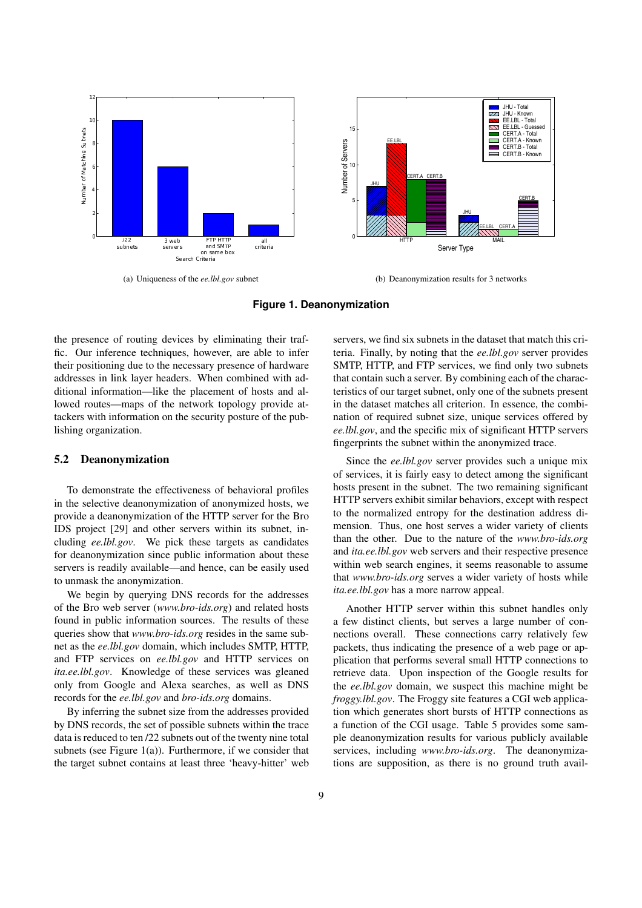(a) Uniqueness of the *ee.lbl.gov* subnet

(b) Deanonymization results for 3 networks

**Figure 1. Deanonymization**

the presence of routing devices by eliminating their traffic. Our inference techniques, however, are able to infer their positioning due to the necessary presence of hardware addresses in link layer headers. When combined with additional information—like the placement of hosts and allowed routes—maps of the network topology provide attackers with information on the security posture of the publishing organization.

### 5.2 Deanonymization

To demonstrate the effectiveness of behavioral profiles in the selective deanonymization of anonymized hosts, we provide a deanonymization of the HTTP server for the Bro IDS project [29] and other servers within its subnet, including *ee.lbl.gov*. We pick these targets as candidates for deanonymization since public information about these servers is readily available—and hence, can be easily used to unmask the anonymization.

We begin by querying DNS records for the addresses of the Bro web server (*www.bro-ids.org*) and related hosts found in public information sources. The results of these queries show that *www.bro-ids.org* resides in the same subnet as the *ee.lbl.gov* domain, which includes SMTP, HTTP, and FTP services on *ee.lbl.gov* and HTTP services on *ita.ee.lbl.gov*. Knowledge of these services was gleaned only from Google and Alexa searches, as well as DNS records for the *ee.lbl.gov* and *bro-ids.org* domains.

By inferring the subnet size from the addresses provided by DNS records, the set of possible subnets within the trace data is reduced to ten /22 subnets out of the twenty nine total subnets (see Figure 1(a)). Furthermore, if we consider that the target subnet contains at least three 'heavy-hitter' web servers, we find six subnets in the dataset that match this criteria. Finally, by noting that the *ee.lbl.gov* server provides SMTP, HTTP, and FTP services, we find only two subnets that contain such a server. By combining each of the characteristics of our target subnet, only one of the subnets present in the dataset matches all criterion. In essence, the combination of required subnet size, unique services offered by *ee.lbl.gov*, and the specific mix of significant HTTP servers fingerprints the subnet within the anonymized trace.

Since the *ee.lbl.gov* server provides such a unique mix of services, it is fairly easy to detect among the significant hosts present in the subnet. The two remaining significant HTTP servers exhibit similar behaviors, except with respect to the normalized entropy for the destination address dimension. Thus, one host serves a wider variety of clients than the other. Due to the nature of the *www.bro-ids.org* and *ita.ee.lbl.gov* web servers and their respective presence within web search engines, it seems reasonable to assume that *www.bro-ids.org* serves a wider variety of hosts while *ita.ee.lbl.gov* has a more narrow appeal.

Another HTTP server within this subnet handles only a few distinct clients, but serves a large number of connections overall. These connections carry relatively few packets, thus indicating the presence of a web page or application that performs several small HTTP connections to retrieve data. Upon inspection of the Google results for the *ee.lbl.gov* domain, we suspect this machine might be *froggy.lbl.gov*. The Froggy site features a CGI web application which generates short bursts of HTTP connections as a function of the CGI usage. Table 5 provides some sample deanonymization results for various publicly available services, including *www.bro-ids.org*. The deanonymizations are supposition, as there is no ground truth avail-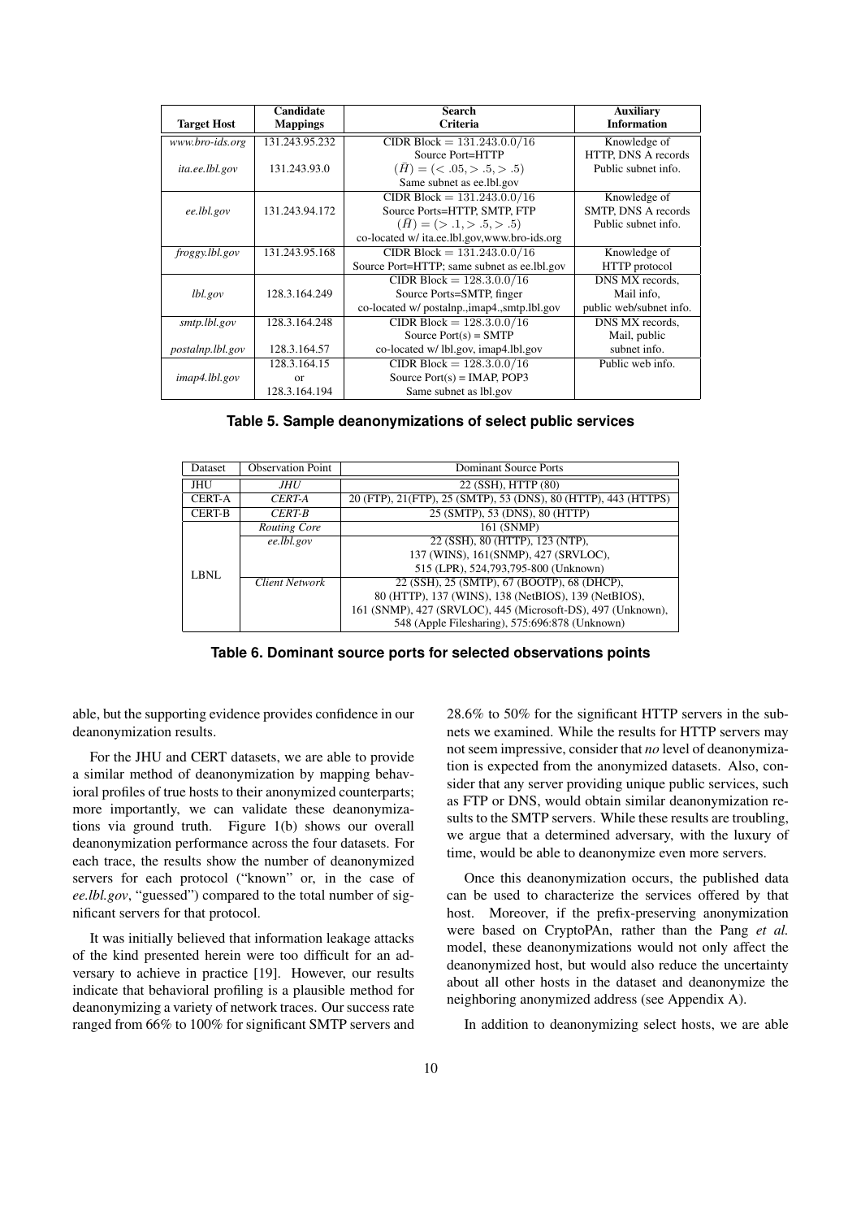| Target Host | Candidate Mappings | Search Criteria | Auxiliary Information |
|---|---|---|---|
| *www.bro-ids.org* | 131.243.95.232 | CIDR Block $= 131.243.0.0/16$ | Knowledge of |
| | | Source Port=HTTP | HTTP, DNS A records |
| *ita.ee.lbl.gov* | 131.243.93.0 | $(\bar{H}) = (< .05, > .5, > .5)$ | Public subnet info. |
| | | Same subnet as ee.lbl.gov | |
| *ee.lbl.gov* | 131.243.94.172 | CIDR Block $= 131.243.0.0/16$ | Knowledge of |
| | | Source Ports=HTTP, SMTP, FTP | SMTP, DNS A records |
| | | $(\bar{H}) = (> .1, > .5, > .5)$ | Public subnet info. |
| | | co-located w/ ita.ee.lbl.gov,www.bro-ids.org | |
| *froggy.lbl.gov* | 131.243.95.168 | CIDR Block $= 131.243.0.0/16$ | Knowledge of |
| | | Source Port=HTTP; same subnet as ee.lbl.gov | HTTP protocol |
| *lbl.gov* | 128.3.164.249 | CIDR Block $= 128.3.0.0/16$ | DNS MX records, |
| | | Source Ports=SMTP, finger | Mail info, |
| | | co-located w/ postalnp.,imap4.,smtp.lbl.gov | public web/subnet info. |
| *smtp.lbl.gov* | 128.3.164.248 | CIDR Block $= 128.3.0.0/16$ | DNS MX records, |
| | | Source Port(s) = SMTP | Mail, public |
| *postalnp.lbl.gov* | 128.3.164.57 | co-located w/ lbl.gov, imap4.lbl.gov | subnet info. |
| *imap4.lbl.gov* | 128.3.164.15 | CIDR Block $= 128.3.0.0/16$ | Public web info. |
| | or | Source Port(s) = IMAP, POP3 | |
| | 128.3.164.194 | Same subnet as lbl.gov | |

**Table 5. Sample deanonymizations of select public services**

| Dataset | Observation Point | Dominant Source Ports |
|---|---|---|
| JHU | *JHU* | 22 (SSH), HTTP (80) |
| CERT-A | *CERT-A* | 20 (FTP), 21(FTP), 25 (SMTP), 53 (DNS), 80 (HTTP), 443 (HTTPS) |
| CERT-B | *CERT-B* | 25 (SMTP), 53 (DNS), 80 (HTTP) |
| LBNL | *Routing Core* | 161 (SNMP) |
| | *ee.lbl.gov* | 22 (SSH), 80 (HTTP), 123 (NTP), 137 (WINS), 161(SNMP), 427 (SRVLOC), 515 (LPR), 524,793,795-800 (Unknown) |
| | *Client Network* | 22 (SSH), 25 (SMTP), 67 (BOOTP), 68 (DHCP), 80 (HTTP), 137 (WINS), 138 (NetBIOS), 139 (NetBIOS), 161 (SNMP), 427 (SRVLOC), 445 (Microsoft-DS), 497 (Unknown), 548 (Apple Filesharing), 575:696:878 (Unknown) |

**Table 6. Dominant source ports for selected observations points**

able, but the supporting evidence provides confidence in our deanonymization results.

For the JHU and CERT datasets, we are able to provide a similar method of deanonymization by mapping behavioral profiles of true hosts to their anonymized counterparts; more importantly, we can validate these deanonymizations via ground truth. Figure 1(b) shows our overall deanonymization performance across the four datasets. For each trace, the results show the number of deanonymized servers for each protocol ("known" or, in the case of *ee.lbl.gov*, "guessed") compared to the total number of significant servers for that protocol.

It was initially believed that information leakage attacks of the kind presented herein were too difficult for an adversary to achieve in practice [19]. However, our results indicate that behavioral profiling is a plausible method for deanonymizing a variety of network traces. Our success rate ranged from 66% to 100% for significant SMTP servers and 28.6% to 50% for the significant HTTP servers in the subnets we examined. While the results for HTTP servers may not seem impressive, consider that *no* level of deanonymization is expected from the anonymized datasets. Also, consider that any server providing unique public services, such as FTP or DNS, would obtain similar deanonymization results to the SMTP servers. While these results are troubling, we argue that a determined adversary, with the luxury of time, would be able to deanonymize even more servers.

Once this deanonymization occurs, the published data can be used to characterize the services offered by that host. Moreover, if the prefix-preserving anonymization were based on CryptoPAn, rather than the Pang *et al.* model, these deanonymizations would not only affect the deanonymized host, but would also reduce the uncertainty about all other hosts in the dataset and deanonymize the neighboring anonymized address (see Appendix A).

In addition to deanonymizing select hosts, we are able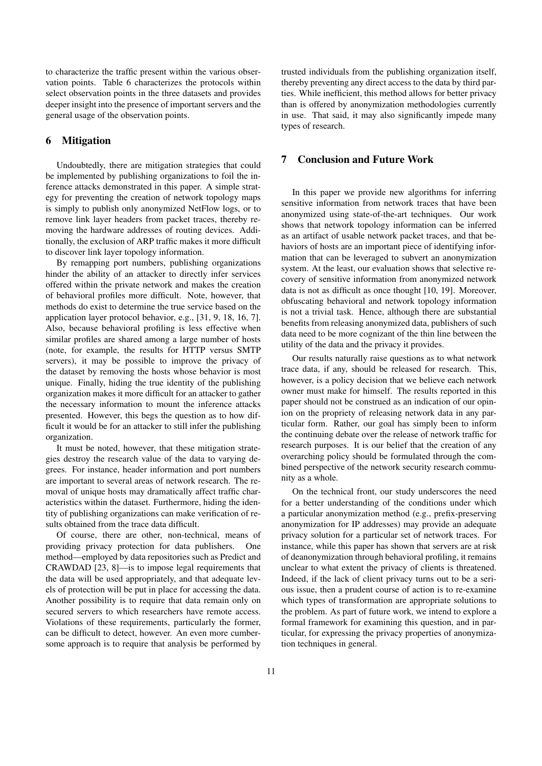to characterize the traffic present within the various observation points. Table 6 characterizes the protocols within select observation points in the three datasets and provides deeper insight into the presence of important servers and the general usage of the observation points.

## 6 Mitigation

Undoubtedly, there are mitigation strategies that could be implemented by publishing organizations to foil the inference attacks demonstrated in this paper. A simple strategy for preventing the creation of network topology maps is simply to publish only anonymized NetFlow logs, or to remove link layer headers from packet traces, thereby removing the hardware addresses of routing devices. Additionally, the exclusion of ARP traffic makes it more difficult to discover link layer topology information.

By remapping port numbers, publishing organizations hinder the ability of an attacker to directly infer services offered within the private network and makes the creation of behavioral profiles more difficult. Note, however, that methods do exist to determine the true service based on the application layer protocol behavior, e.g., [31, 9, 18, 16, 7]. Also, because behavioral profiling is less effective when similar profiles are shared among a large number of hosts (note, for example, the results for HTTP versus SMTP servers), it may be possible to improve the privacy of the dataset by removing the hosts whose behavior is most unique. Finally, hiding the true identity of the publishing organization makes it more difficult for an attacker to gather the necessary information to mount the inference attacks presented. However, this begs the question as to how difficult it would be for an attacker to still infer the publishing organization.

It must be noted, however, that these mitigation strategies destroy the research value of the data to varying degrees. For instance, header information and port numbers are important to several areas of network research. The removal of unique hosts may dramatically affect traffic characteristics within the dataset. Furthermore, hiding the identity of publishing organizations can make verification of results obtained from the trace data difficult.

Of course, there are other, non-technical, means of providing privacy protection for data publishers. One method—employed by data repositories such as Predict and CRAWDAD [23, 8]—is to impose legal requirements that the data will be used appropriately, and that adequate levels of protection will be put in place for accessing the data. Another possibility is to require that data remain only on secured servers to which researchers have remote access. Violations of these requirements, particularly the former, can be difficult to detect, however. An even more cumbersome approach is to require that analysis be performed by trusted individuals from the publishing organization itself, thereby preventing any direct access to the data by third parties. While inefficient, this method allows for better privacy than is offered by anonymization methodologies currently in use. That said, it may also significantly impede many types of research.

## 7 Conclusion and Future Work

In this paper we provide new algorithms for inferring sensitive information from network traces that have been anonymized using state-of-the-art techniques. Our work shows that network topology information can be inferred as an artifact of usable network packet traces, and that behaviors of hosts are an important piece of identifying information that can be leveraged to subvert an anonymization system. At the least, our evaluation shows that selective recovery of sensitive information from anonymized network data is not as difficult as once thought [10, 19]. Moreover, obfuscating behavioral and network topology information is not a trivial task. Hence, although there are substantial benefits from releasing anonymized data, publishers of such data need to be more cognizant of the thin line between the utility of the data and the privacy it provides.

Our results naturally raise questions as to what network trace data, if any, should be released for research. This, however, is a policy decision that we believe each network owner must make for himself. The results reported in this paper should not be construed as an indication of our opinion on the propriety of releasing network data in any particular form. Rather, our goal has simply been to inform the continuing debate over the release of network traffic for research purposes. It is our belief that the creation of any overarching policy should be formulated through the combined perspective of the network security research community as a whole.

On the technical front, our study underscores the need for a better understanding of the conditions under which a particular anonymization method (e.g., prefix-preserving anonymization for IP addresses) may provide an adequate privacy solution for a particular set of network traces. For instance, while this paper has shown that servers are at risk of deanonymization through behavioral profiling, it remains unclear to what extent the privacy of clients is threatened. Indeed, if the lack of client privacy turns out to be a serious issue, then a prudent course of action is to re-examine which types of transformation are appropriate solutions to the problem. As part of future work, we intend to explore a formal framework for examining this question, and in particular, for expressing the privacy properties of anonymization techniques in general.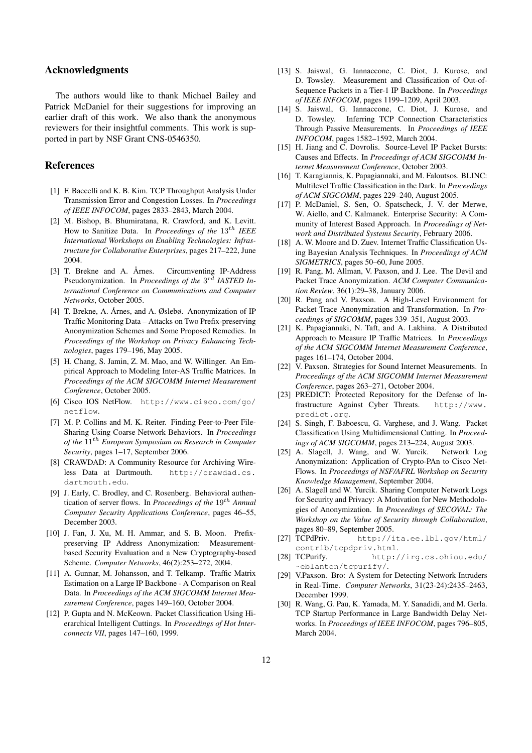## Acknowledgments

The authors would like to thank Michael Bailey and Patrick McDaniel for their suggestions for improving an earlier draft of this work. We also thank the anonymous reviewers for their insightful comments. This work is supported in part by NSF Grant CNS-0546350.

## References

[1] F. Baccelli and K. B. Kim. TCP Throughput Analysis Under Transmission Error and Congestion Losses. In *Proceedings of IEEE INFOCOM*, pages 2833–2843, March 2004.

[2] M. Bishop, B. Bhumiratana, R. Crawford, and K. Levitt. How to Sanitize Data. In *Proceedings of the $13^{th}$ IEEE International Workshops on Enabling Technologies: Infrastructure for Collaborative Enterprises*, pages 217–222, June 2004.

[3] T. Brekne and A. Årnes. Circumventing IP-Address Pseudonymization. In *Proceedings of the $3^{rd}$ IASTED International Conference on Communications and Computer Networks*, October 2005.

[4] T. Brekne, A. Årnes, and A. Øslebø. Anonymization of IP Traffic Monitoring Data – Attacks on Two Prefix-preserving Anonymization Schemes and Some Proposed Remedies. In *Proceedings of the Workshop on Privacy Enhancing Technologies*, pages 179–196, May 2005.

[5] H. Chang, S. Jamin, Z. M. Mao, and W. Willinger. An Empirical Approach to Modeling Inter-AS Traffic Matrices. In *Proceedings of the ACM SIGCOMM Internet Measurement Conference*, October 2005.

[6] Cisco IOS NetFlow. http://www.cisco.com/go/netflow.

[7] M. P. Collins and M. K. Reiter. Finding Peer-to-Peer File-Sharing Using Coarse Network Behaviors. In *Proceedings of the $11^{th}$ European Symposium on Research in Computer Security*, pages 1–17, September 2006.

[8] CRAWDAD: A Community Resource for Archiving Wireless Data at Dartmouth. http://crawdad.cs.dartmouth.edu.

[9] J. Early, C. Brodley, and C. Rosenberg. Behavioral authentication of server flows. In *Proceedings of the $19^{th}$ Annual Computer Security Applications Conference*, pages 46–55, December 2003.

[10] J. Fan, J. Xu, M. H. Ammar, and S. B. Moon. Prefix-preserving IP Address Anonymization: Measurement-based Security Evaluation and a New Cryptography-based Scheme. *Computer Networks*, 46(2):253–272, 2004.

[11] A. Gunnar, M. Johansson, and T. Telkamp. Traffic Matrix Estimation on a Large IP Backbone - A Comparison on Real Data. In *Proceedings of the ACM SIGCOMM Internet Measurement Conference*, pages 149–160, October 2004.

[12] P. Gupta and N. McKeown. Packet Classification Using Hierarchical Intelligent Cuttings. In *Proceedings of Hot Interconnects VII*, pages 147–160, 1999.

[13] S. Jaiswal, G. Iannaccone, C. Diot, J. Kurose, and D. Towsley. Measurement and Classification of Out-of-Sequence Packets in a Tier-1 IP Backbone. In *Proceedings of IEEE INFOCOM*, pages 1199–1209, April 2003.

[14] S. Jaiswal, G. Iannaccone, C. Diot, J. Kurose, and D. Towsley. Inferring TCP Connection Characteristics Through Passive Measurements. In *Proceedings of IEEE INFOCOM*, pages 1582–1592, March 2004.

[15] H. Jiang and C. Dovrolis. Source-Level IP Packet Bursts: Causes and Effects. In *Proceedings of ACM SIGCOMM Internet Measurement Conference*, October 2003.

[16] T. Karagiannis, K. Papagiannaki, and M. Faloutsos. BLINC: Multilevel Traffic Classification in the Dark. In *Proceedings of ACM SIGCOMM*, pages 229–240, August 2005.

[17] P. McDaniel, S. Sen, O. Spatscheck, J. V. der Merwe, W. Aiello, and C. Kalmanek. Enterprise Security: A Community of Interest Based Approach. In *Proceedings of Network and Distributed Systems Security*, February 2006.

[18] A. W. Moore and D. Zuev. Internet Traffic Classification Using Bayesian Analysis Techniques. In *Proceedings of ACM SIGMETRICS*, pages 50–60, June 2005.

[19] R. Pang, M. Allman, V. Paxson, and J. Lee. The Devil and Packet Trace Anonymization. *ACM Computer Communication Review*, 36(1):29–38, January 2006.

[20] R. Pang and V. Paxson. A High-Level Environment for Packet Trace Anonymization and Transformation. In *Proceedings of SIGCOMM*, pages 339–351, August 2003.

[21] K. Papagiannaki, N. Taft, and A. Lakhina. A Distributed Approach to Measure IP Traffic Matrices. In *Proceedings of the ACM SIGCOMM Internet Measurement Conference*, pages 161–174, October 2004.

[22] V. Paxson. Strategies for Sound Internet Measurements. In *Proceedings of the ACM SIGCOMM Internet Measurement Conference*, pages 263–271, October 2004.

[23] PREDICT: Protected Repository for the Defense of Infrastructure Against Cyber Threats. http://www.predict.org.

[24] S. Singh, F. Baboescu, G. Varghese, and J. Wang. Packet Classification Using Multidimensional Cutting. In *Proceedings of ACM SIGCOMM*, pages 213–224, August 2003.

[25] A. Slagell, J. Wang, and W. Yurcik. Network Log Anonymization: Application of Crypto-PAn to Cisco NetFlows. In *Proceedings of NSF/AFRL Workshop on Security Knowledge Management*, September 2004.

[26] A. Slagell and W. Yurcik. Sharing Computer Network Logs for Security and Privacy: A Motivation for New Methodologies of Anonymization. In *Proceedings of SECOVAL: The Workshop on the Value of Security through Collaboration*, pages 80–89, September 2005.

[27] TCPdPriv. http://ita.ee.lbl.gov/html/contrib/tcpdpriv.html.

[28] TCPurify. http://irg.cs.ohiou.edu/~eblanton/tcpurify/.

[29] V.Paxson. Bro: A System for Detecting Network Intruders in Real-Time. *Computer Networks*, 31(23-24):2435–2463, December 1999.

[30] R. Wang, G. Pau, K. Yamada, M. Y. Sanadidi, and M. Gerla. TCP Startup Performance in Large Bandwidth Delay Networks. In *Proceedings of IEEE INFOCOM*, pages 796–805, March 2004.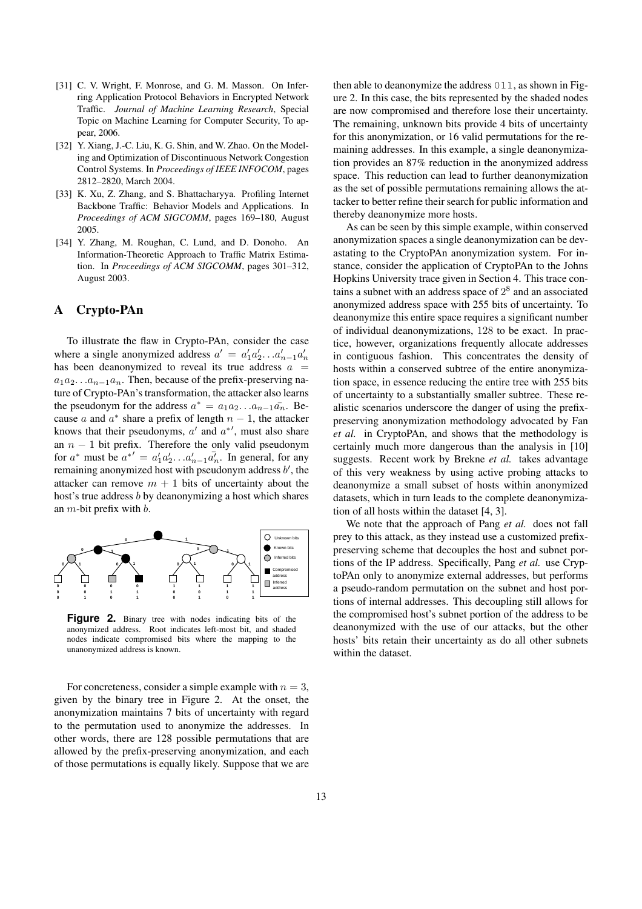[31] C. V. Wright, F. Monrose, and G. M. Masson. On Inferring Application Protocol Behaviors in Encrypted Network Traffic. *Journal of Machine Learning Research*, Special Topic on Machine Learning for Computer Security, To appear, 2006.

[32] Y. Xiang, J.-C. Liu, K. G. Shin, and W. Zhao. On the Modeling and Optimization of Discontinuous Network Congestion Control Systems. In *Proceedings of IEEE INFOCOM*, pages 2812–2820, March 2004.

[33] K. Xu, Z. Zhang, and S. Bhattacharyya. Profiling Internet Backbone Traffic: Behavior Models and Applications. In *Proceedings of ACM SIGCOMM*, pages 169–180, August 2005.

[34] Y. Zhang, M. Roughan, C. Lund, and D. Donoho. An Information-Theoretic Approach to Traffic Matrix Estimation. In *Proceedings of ACM SIGCOMM*, pages 301–312, August 2003.

# A Crypto-PAn

To illustrate the flaw in Crypto-PAn, consider the case where a single anonymized address $a' = a'_1a'_2 \ldots a'_{n-1}a'_n$ has been deanonymized to reveal its true address $a = a_1a_2 \ldots a_{n-1}a_n$. Then, because of the prefix-preserving nature of Crypto-PAn's transformation, the attacker also learns the pseudonym for the address $a^* = a_1a_2 \ldots a_{n-1}\bar{a_n}$. Because $a$ and $a^*$ share a prefix of length $n-1$, the attacker knows that their pseudonyms, $a'$ and $a^{*\prime}$, must also share an $n-1$ bit prefix. Therefore the only valid pseudonym for $a^*$ must be $a^{*\prime} = a'_1a'_2 \ldots a'_{n-1}\bar{a'_n}$. In general, for any remaining anonymized host with pseudonym address $b'$, the attacker can remove $m+1$ bits of uncertainty about the host's true address $b$ by deanonymizing a host which shares an $m$-bit prefix with $b$.

0
1
0
1
0
1
0
1
0
1
0
1
0
1
0 0 0
0 0 1
0 1 0
0 1 1
1 0 0
1 0 1
1 1 0
1 1 1
Unknown bits
Known bits
Inferred bits
Compromised address
Inferred address

**Figure 2.** Binary tree with nodes indicating bits of the anonymized address. Root indicates left-most bit, and shaded nodes indicate compromised bits where the mapping to the unanonymized address is known.

For concreteness, consider a simple example with $n = 3$, given by the binary tree in Figure 2. At the onset, the anonymization maintains 7 bits of uncertainty with regard to the permutation used to anonymize the addresses. In other words, there are 128 possible permutations that are allowed by the prefix-preserving anonymization, and each of those permutations is equally likely. Suppose that we are then able to deanonymize the address `011`, as shown in Figure 2. In this case, the bits represented by the shaded nodes are now compromised and therefore lose their uncertainty. The remaining, unknown bits provide 4 bits of uncertainty for this anonymization, or 16 valid permutations for the remaining addresses. In this example, a single deanonymization provides an 87% reduction in the anonymized address space. This reduction can lead to further deanonymization as the set of possible permutations remaining allows the attacker to better refine their search for public information and thereby deanonymize more hosts.

As can be seen by this simple example, within conserved anonymization spaces a single deanonymization can be devastating to the CryptoPAn anonymization system. For instance, consider the application of CryptoPAn to the Johns Hopkins University trace given in Section 4. This trace contains a subnet with an address space of $2^8$ and an associated anonymized address space with 255 bits of uncertainty. To deanonymize this entire space requires a significant number of individual deanonymizations, 128 to be exact. In practice, however, organizations frequently allocate addresses in contiguous fashion. This concentrates the density of hosts within a conserved subtree of the entire anonymization space, in essence reducing the entire tree with 255 bits of uncertainty to a substantially smaller subtree. These realistic scenarios underscore the danger of using the prefix-preserving anonymization methodology advocated by Fan *et al.* in CryptoPAn, and shows that the methodology is certainly much more dangerous than the analysis in [10] suggests. Recent work by Brekne *et al.* takes advantage of this very weakness by using active probing attacks to deanonymize a small subset of hosts within anonymized datasets, which in turn leads to the complete deanonymization of all hosts within the dataset [4, 3].

We note that the approach of Pang *et al.* does not fall prey to this attack, as they instead use a customized prefix-preserving scheme that decouples the host and subnet portions of the IP address. Specifically, Pang *et al.* use CryptoPAn only to anonymize external addresses, but performs a pseudo-random permutation on the subnet and host portions of internal addresses. This decoupling still allows for the compromised host's subnet portion of the address to be deanonymized with the use of our attacks, but the other hosts' bits retain their uncertainty as do all other subnets within the dataset.